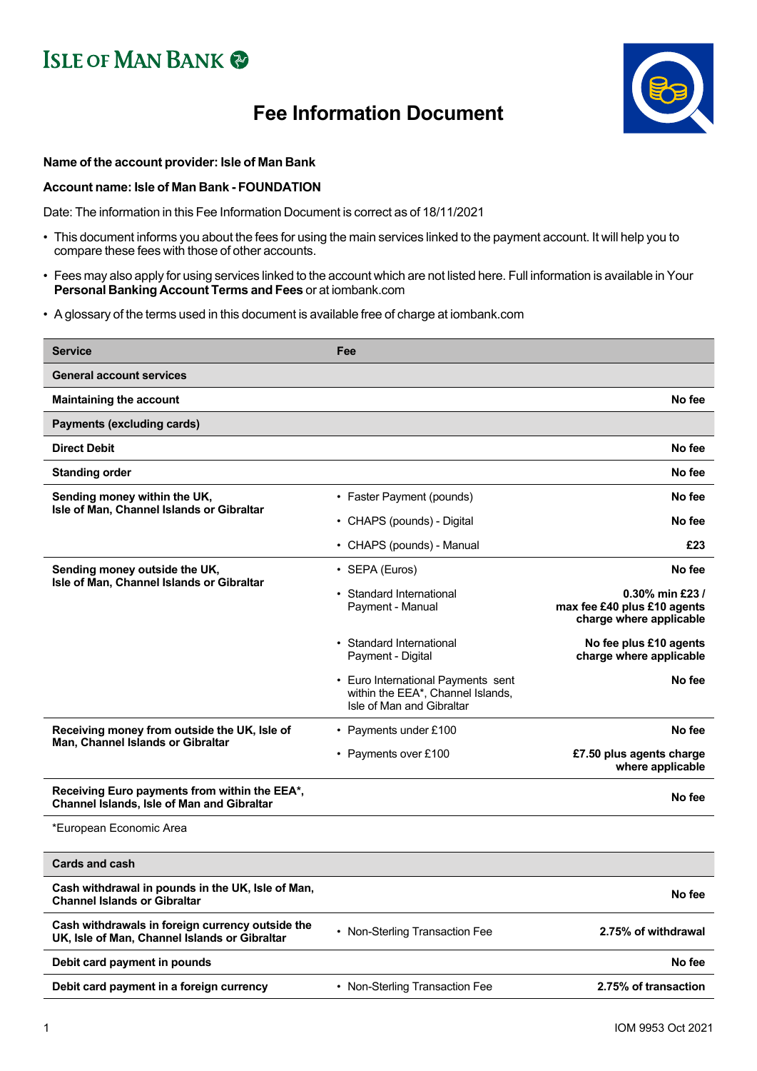ISLE OF MAN BANK

# Fee Information Document

**Name of the account provider: Isle of Man Bank**

**Account name: Isle of Man Bank - FOUNDATION**

Date: The information in this Fee Information Document is correct as of 18/11/2021

- This document informs you about the fees for using the main services linked to the payment account. It will help you to compare these fees with those of other accounts.
- Fees may also apply for using services linked to the account which are not listed here. Full information is available in Your **Personal Banking Account Terms and Fees** or at iombank.com
- A glossary of the terms used in this document is available free of charge at iombank.com

| Service | Fee | |
|---|---|---|
| **General account services** | | |
| **Maintaining the account** | | **No fee** |
| **Payments (excluding cards)** | | |
| **Direct Debit** | | **No fee** |
| **Standing order** | | **No fee** |
| **Sending money within the UK, Isle of Man, Channel Islands or Gibraltar** | • Faster Payment (pounds) | **No fee** |
| | • CHAPS (pounds) - Digital | **No fee** |
| | • CHAPS (pounds) - Manual | **£23** |
| **Sending money outside the UK, Isle of Man, Channel Islands or Gibraltar** | • SEPA (Euros) | **No fee** |
| | • Standard International Payment - Manual | **0.30% min £23 / max fee £40 plus £10 agents charge where applicable** |
| | • Standard International Payment - Digital | **No fee plus £10 agents charge where applicable** |
| | • Euro International Payments sent within the EEA*, Channel Islands, Isle of Man and Gibraltar | **No fee** |
| **Receiving money from outside the UK, Isle of Man, Channel Islands or Gibraltar** | • Payments under £100 | **No fee** |
| | • Payments over £100 | **£7.50 plus agents charge where applicable** |
| **Receiving Euro payments from within the EEA*, Channel Islands, Isle of Man and Gibraltar** | | **No fee** |

*European Economic Area

| Service | Fee | |
|---|---|---|
| **Cards and cash** | | |
| **Cash withdrawal in pounds in the UK, Isle of Man, Channel Islands or Gibraltar** | | **No fee** |
| **Cash withdrawals in foreign currency outside the UK, Isle of Man, Channel Islands or Gibraltar** | • Non-Sterling Transaction Fee | **2.75% of withdrawal** |
| **Debit card payment in pounds** | | **No fee** |
| **Debit card payment in a foreign currency** | • Non-Sterling Transaction Fee | **2.75% of transaction** |

IOM 9953 Oct 2021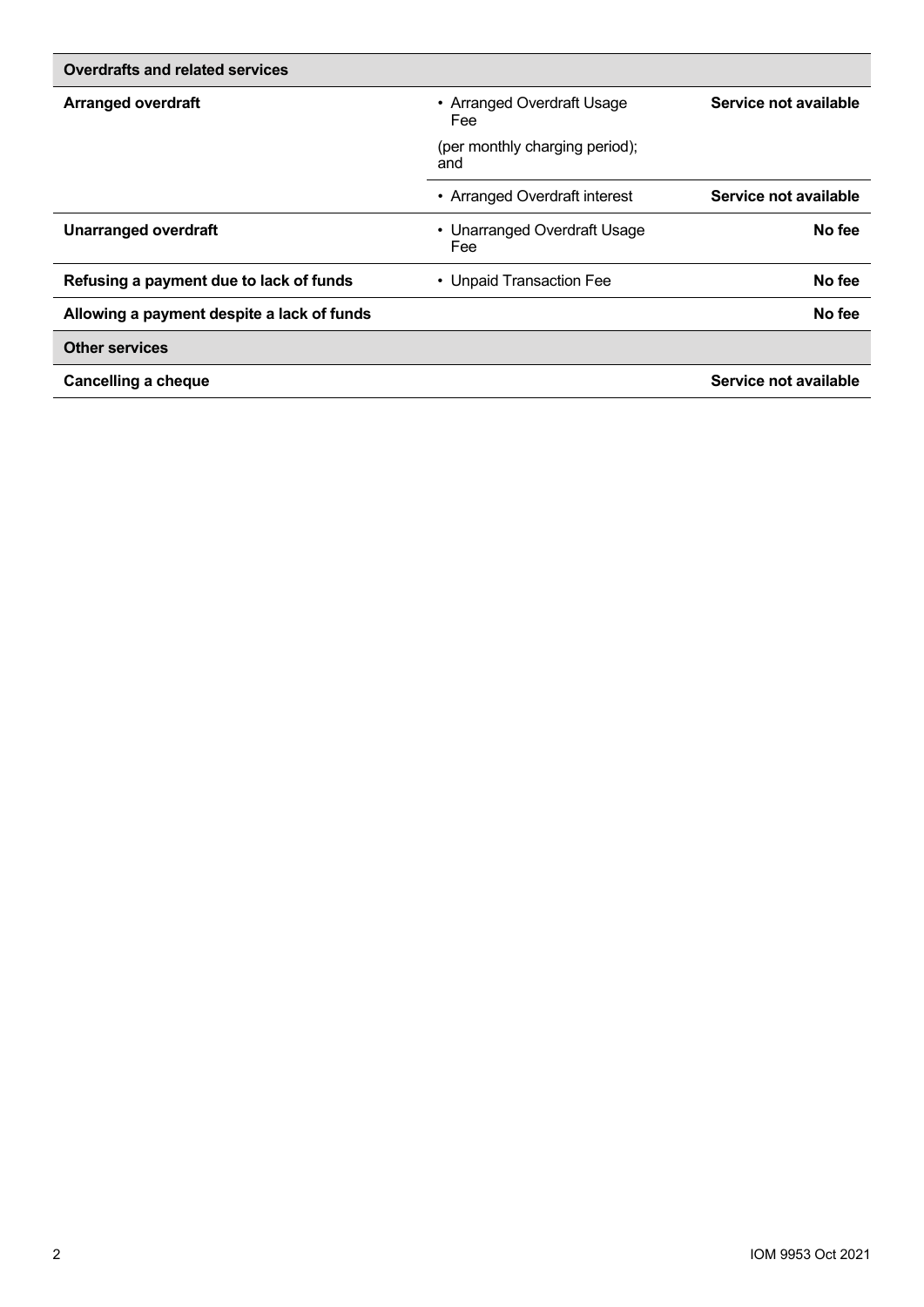| Overdrafts and related services | | |
|---|---|---|
| **Arranged overdraft** | • Arranged Overdraft Usage Fee<br>(per monthly charging period); and | **Service not available** |
| | • Arranged Overdraft interest | **Service not available** |
| **Unarranged overdraft** | • Unarranged Overdraft Usage Fee | **No fee** |
| **Refusing a payment due to lack of funds** | • Unpaid Transaction Fee | **No fee** |
| **Allowing a payment despite a lack of funds** | | **No fee** |
| **Other services** | | |
| **Cancelling a cheque** | | **Service not available** |

IOM 9953 Oct 2021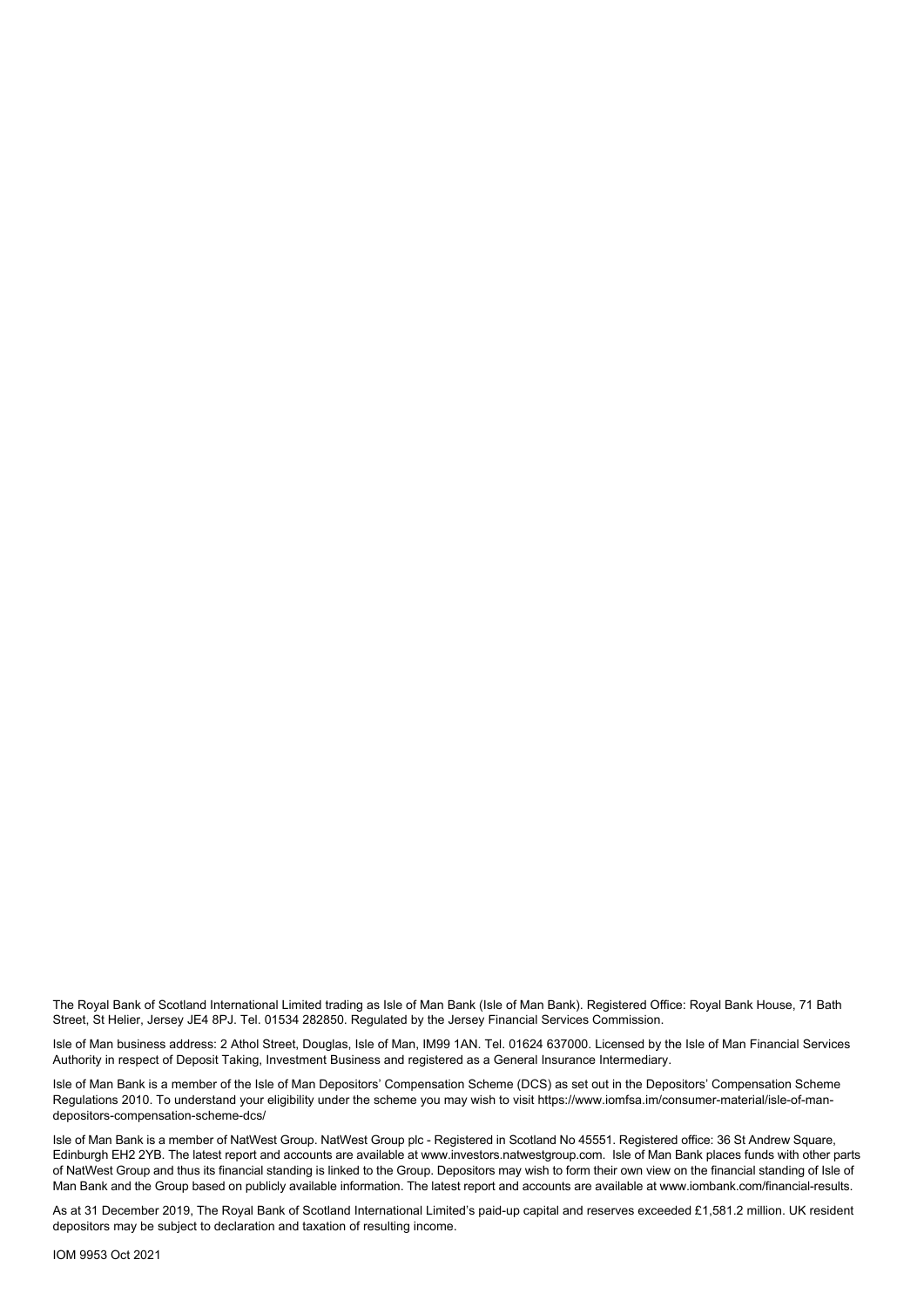The Royal Bank of Scotland International Limited trading as Isle of Man Bank (Isle of Man Bank). Registered Office: Royal Bank House, 71 Bath Street, St Helier, Jersey JE4 8PJ. Tel. 01534 282850. Regulated by the Jersey Financial Services Commission.

Isle of Man business address: 2 Athol Street, Douglas, Isle of Man, IM99 1AN. Tel. 01624 637000. Licensed by the Isle of Man Financial Services Authority in respect of Deposit Taking, Investment Business and registered as a General Insurance Intermediary.

Isle of Man Bank is a member of the Isle of Man Depositors' Compensation Scheme (DCS) as set out in the Depositors' Compensation Scheme Regulations 2010. To understand your eligibility under the scheme you may wish to visit https://www.iomfsa.im/consumer-material/isle-of-man-depositors-compensation-scheme-dcs/

Isle of Man Bank is a member of NatWest Group. NatWest Group plc - Registered in Scotland No 45551. Registered office: 36 St Andrew Square, Edinburgh EH2 2YB. The latest report and accounts are available at www.investors.natwestgroup.com. Isle of Man Bank places funds with other parts of NatWest Group and thus its financial standing is linked to the Group. Depositors may wish to form their own view on the financial standing of Isle of Man Bank and the Group based on publicly available information. The latest report and accounts are available at www.iombank.com/financial-results.

As at 31 December 2019, The Royal Bank of Scotland International Limited's paid-up capital and reserves exceeded £1,581.2 million. UK resident depositors may be subject to declaration and taxation of resulting income.

IOM 9953 Oct 2021